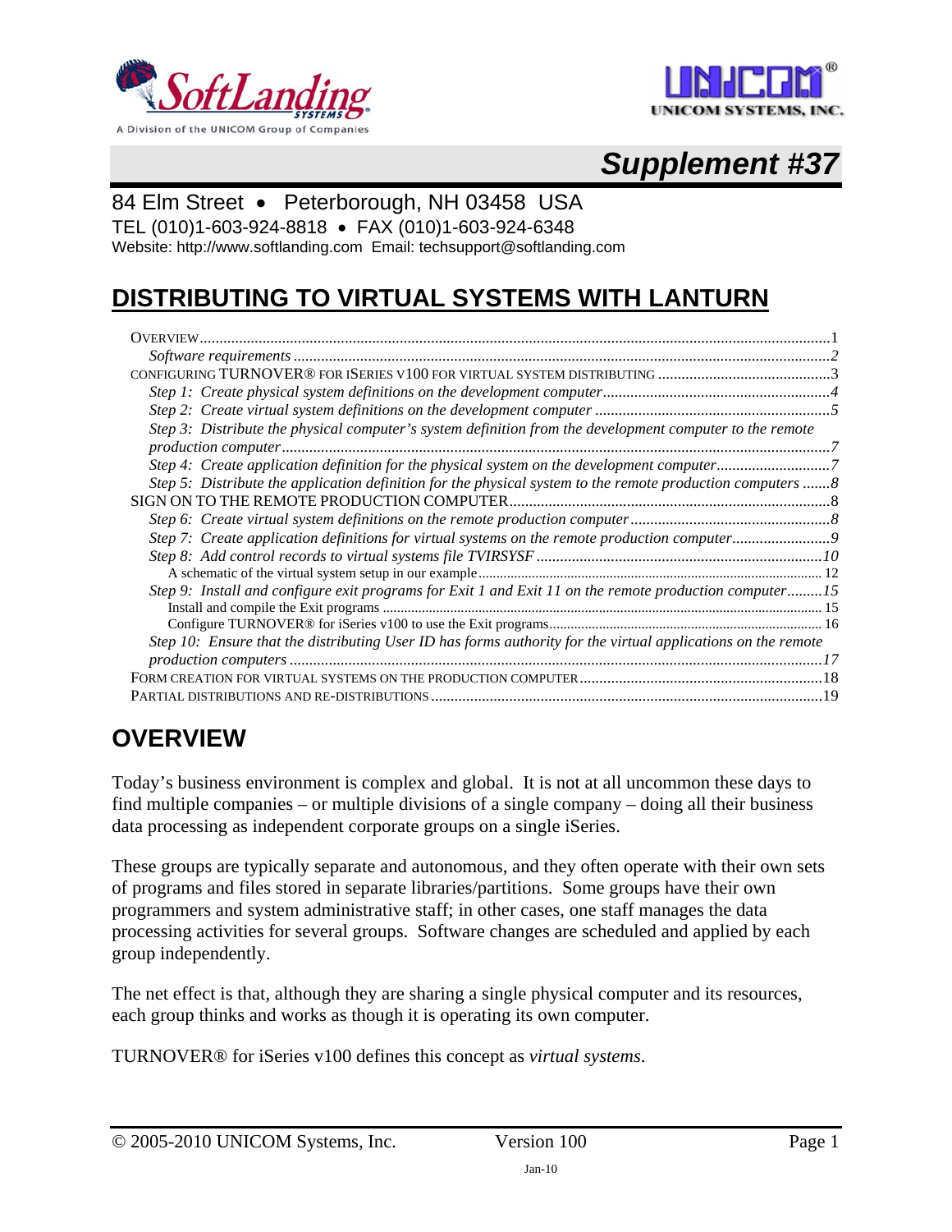SoftLanding SYSTEMS

A Division of the UNICOM Group of Companies

UNICOM SYSTEMS, INC.

# *Supplement #37*

84 Elm Street • Peterborough, NH 03458 USA
TEL (010)1-603-924-8818 • FAX (010)1-603-924-6348
Website: http://www.softlanding.com Email: techsupport@softlanding.com

# DISTRIBUTING TO VIRTUAL SYSTEMS WITH LANTURN

- OVERVIEW ..... 1
  - *Software requirements* ..... *2*
- CONFIGURING TURNOVER® FOR ISERIES V100 FOR VIRTUAL SYSTEM DISTRIBUTING ..... 3
  - *Step 1: Create physical system definitions on the development computer* ..... *4*
  - *Step 2: Create virtual system definitions on the development computer* ..... *5*
  - *Step 3: Distribute the physical computer's system definition from the development computer to the remote production computer* ..... *7*
  - *Step 4: Create application definition for the physical system on the development computer* ..... *7*
  - *Step 5: Distribute the application definition for the physical system to the remote production computers* ..... *8*
- SIGN ON TO THE REMOTE PRODUCTION COMPUTER ..... 8
  - *Step 6: Create virtual system definitions on the remote production computer* ..... *8*
  - *Step 7: Create application definitions for virtual systems on the remote production computer* ..... *9*
  - *Step 8: Add control records to virtual systems file TVIRSYSF* ..... *10*
    - A schematic of the virtual system setup in our example ..... 12
  - *Step 9: Install and configure exit programs for Exit 1 and Exit 11 on the remote production computer* ..... *15*
    - Install and compile the Exit programs ..... 15
    - Configure TURNOVER® for iSeries v100 to use the Exit programs ..... 16
  - *Step 10: Ensure that the distributing User ID has forms authority for the virtual applications on the remote production computers* ..... *17*
- FORM CREATION FOR VIRTUAL SYSTEMS ON THE PRODUCTION COMPUTER ..... 18
- PARTIAL DISTRIBUTIONS AND RE-DISTRIBUTIONS ..... 19

## OVERVIEW

Today's business environment is complex and global. It is not at all uncommon these days to find multiple companies – or multiple divisions of a single company – doing all their business data processing as independent corporate groups on a single iSeries.

These groups are typically separate and autonomous, and they often operate with their own sets of programs and files stored in separate libraries/partitions. Some groups have their own programmers and system administrative staff; in other cases, one staff manages the data processing activities for several groups. Software changes are scheduled and applied by each group independently.

The net effect is that, although they are sharing a single physical computer and its resources, each group thinks and works as though it is operating its own computer.

TURNOVER® for iSeries v100 defines this concept as *virtual systems*.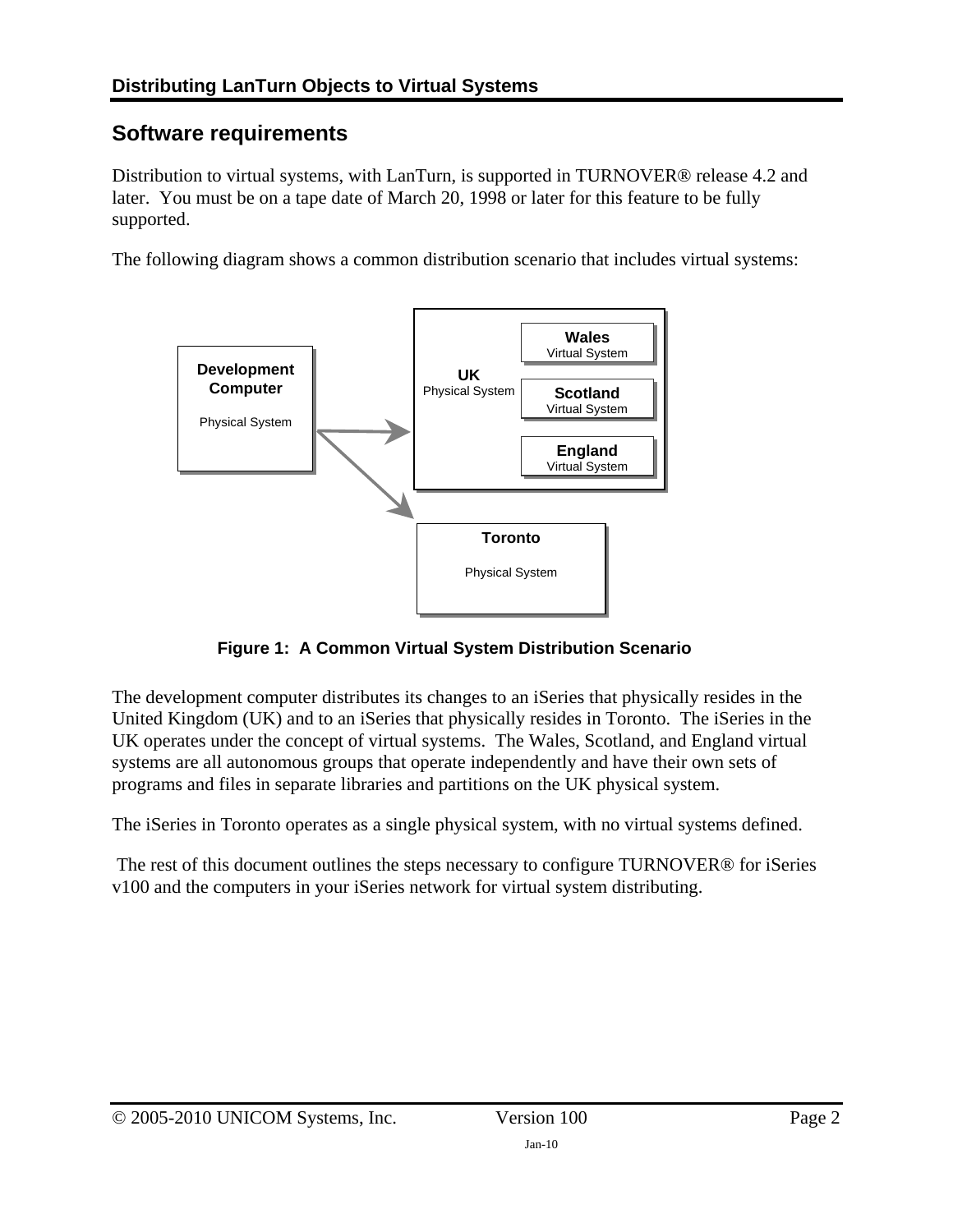## Software requirements

Distribution to virtual systems, with LanTurn, is supported in TURNOVER® release 4.2 and later. You must be on a tape date of March 20, 1998 or later for this feature to be fully supported.

The following diagram shows a common distribution scenario that includes virtual systems:

**Figure 1: A Common Virtual System Distribution Scenario**

The development computer distributes its changes to an iSeries that physically resides in the United Kingdom (UK) and to an iSeries that physically resides in Toronto. The iSeries in the UK operates under the concept of virtual systems. The Wales, Scotland, and England virtual systems are all autonomous groups that operate independently and have their own sets of programs and files in separate libraries and partitions on the UK physical system.

The iSeries in Toronto operates as a single physical system, with no virtual systems defined.

The rest of this document outlines the steps necessary to configure TURNOVER® for iSeries v100 and the computers in your iSeries network for virtual system distributing.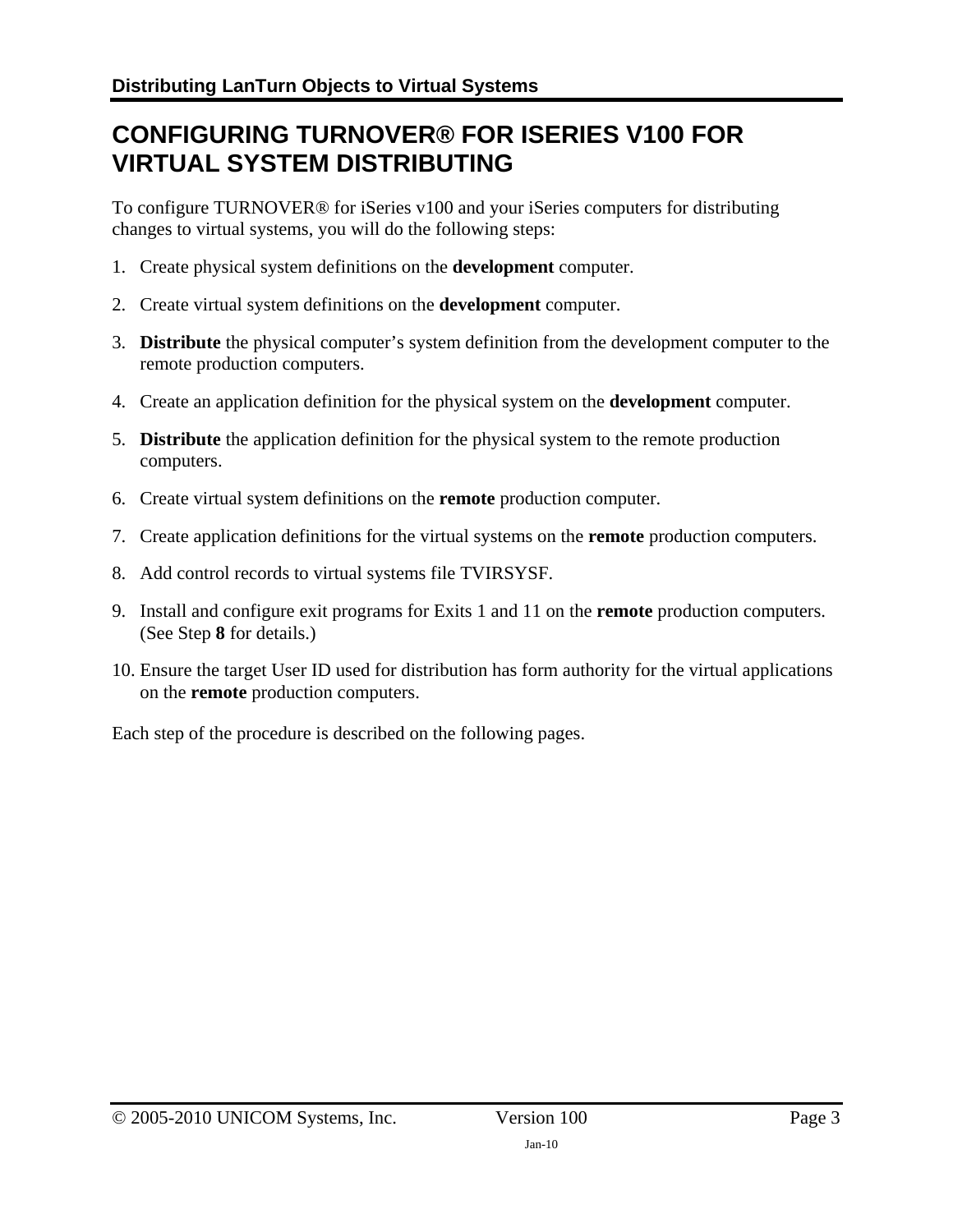# CONFIGURING TURNOVER® FOR ISERIES V100 FOR VIRTUAL SYSTEM DISTRIBUTING

To configure TURNOVER® for iSeries v100 and your iSeries computers for distributing changes to virtual systems, you will do the following steps:

1. Create physical system definitions on the **development** computer.
2. Create virtual system definitions on the **development** computer.
3. **Distribute** the physical computer's system definition from the development computer to the remote production computers.
4. Create an application definition for the physical system on the **development** computer.
5. **Distribute** the application definition for the physical system to the remote production computers.
6. Create virtual system definitions on the **remote** production computer.
7. Create application definitions for the virtual systems on the **remote** production computers.
8. Add control records to virtual systems file TVIRSYSF.
9. Install and configure exit programs for Exits 1 and 11 on the **remote** production computers. (See Step **8** for details.)
10. Ensure the target User ID used for distribution has form authority for the virtual applications on the **remote** production computers.

Each step of the procedure is described on the following pages.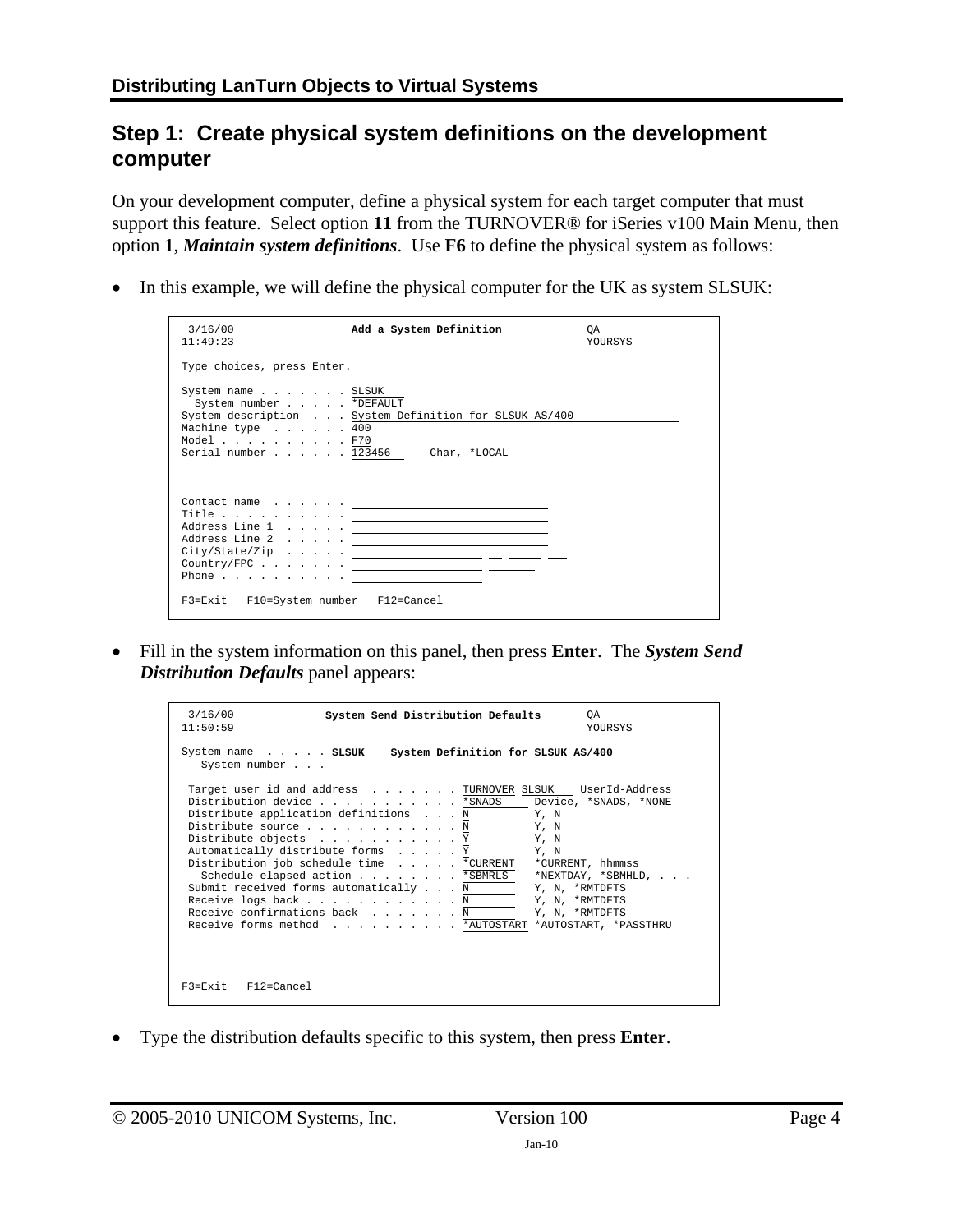## Step 1: Create physical system definitions on the development computer

On your development computer, define a physical system for each target computer that must support this feature. Select option **11** from the TURNOVER® for iSeries v100 Main Menu, then option **1**, ***Maintain system definitions***. Use **F6** to define the physical system as follows:

- In this example, we will define the physical computer for the UK as system SLSUK:

```
 3/16/00                 Add a System Definition            QA
11:49:23                                                    YOURSYS

Type choices, press Enter.

System name . . . . . . . SLSUK
  System number . . . . . *DEFAULT
System description  . . . System Definition for SLSUK AS/400
Machine type  . . . . . . 400
Model . . . . . . . . . . F70
Serial number . . . . . . 123456      Char, *LOCAL



Contact name  . . . . . . ______________________________
Title . . . . . . . . . . ______________________________
Address Line 1  . . . . . ______________________________
Address Line 2  . . . . . ______________________________
City/State/Zip  . . . . . ____________________ __ _____ ___
Country/FPC . . . . . . . ____________________ _______
Phone . . . . . . . . . . ____________________

F3=Exit   F10=System number   F12=Cancel
```

- Fill in the system information on this panel, then press **Enter**. The ***System Send Distribution Defaults*** panel appears:

```
 3/16/00            System Send Distribution Defaults       QA
11:50:59                                                    YOURSYS

System name  . . . . . SLSUK    System Definition for SLSUK AS/400
   System number . . .

 Target user id and address  . . . . . . . TURNOVER SLSUK    UserId-Address
 Distribution device . . . . . . . . . . . *SNADS      Device, *SNADS, *NONE
 Distribute application definitions  . . . N           Y, N
 Distribute source . . . . . . . . . . . . N           Y, N
 Distribute objects  . . . . . . . . . . . Y           Y, N
 Automatically distribute forms  . . . . . Y           Y, N
 Distribution job schedule time  . . . . . *CURRENT   *CURRENT, hhmmss
   Schedule elapsed action . . . . . . . . *SBMRLS    *NEXTDAY, *SBMHLD, . . .
 Submit received forms automatically . . . N          Y, N, *RMTDFTS
 Receive logs back . . . . . . . . . . . . N          Y, N, *RMTDFTS
 Receive confirmations back  . . . . . . . N          Y, N, *RMTDFTS
 Receive forms method  . . . . . . . . . . *AUTOSTART *AUTOSTART, *PASSTHRU




F3=Exit   F12=Cancel
```

- Type the distribution defaults specific to this system, then press **Enter**.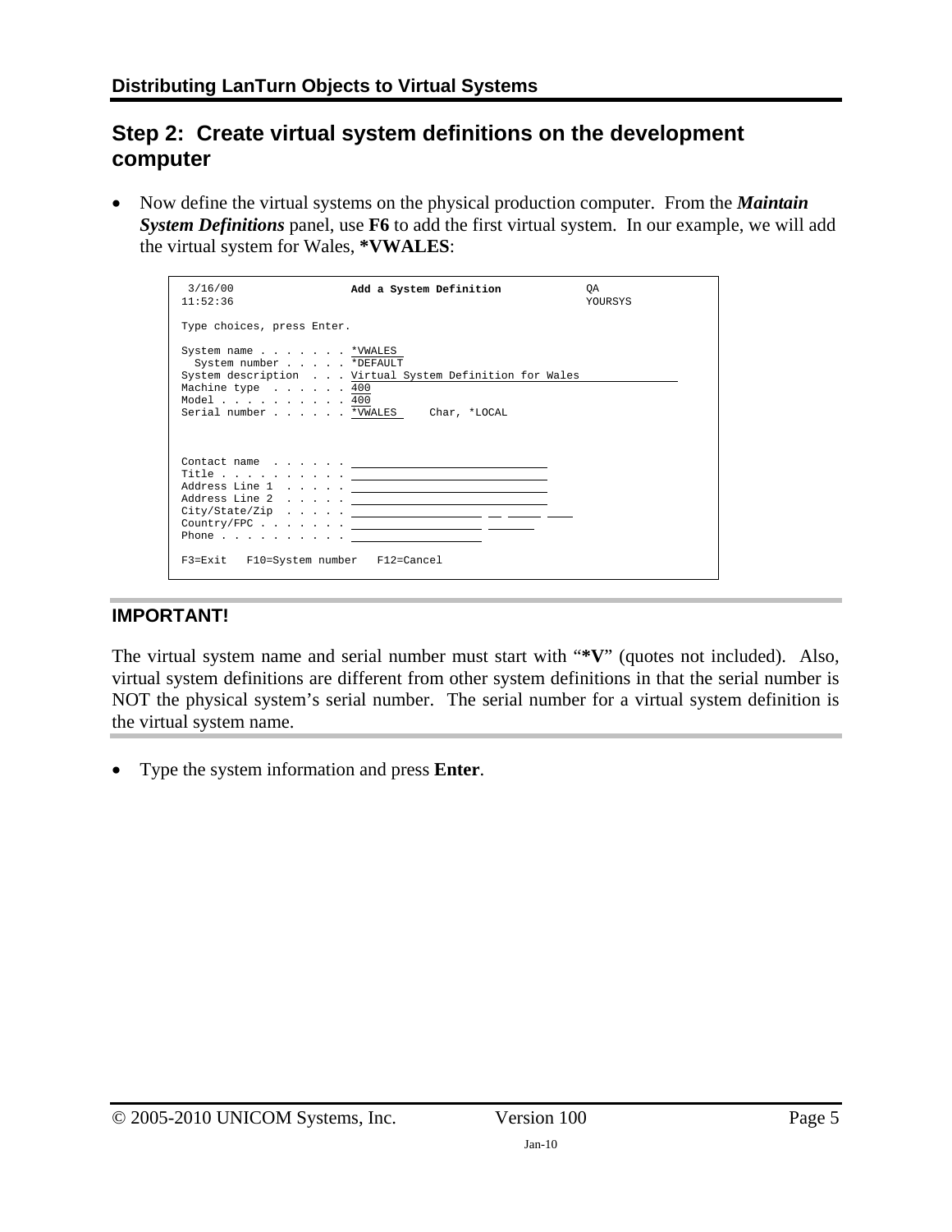## Step 2: Create virtual system definitions on the development computer

- Now define the virtual systems on the physical production computer. From the ***Maintain System Definitions*** panel, use **F6** to add the first virtual system. In our example, we will add the virtual system for Wales, ***VWALES**:

```
 3/16/00                 Add a System Definition             QA
11:52:36                                                     YOURSYS

Type choices, press Enter.

System name . . . . . . . *VWALES
  System number . . . . . *DEFAULT
System description  . . . Virtual System Definition for Wales
Machine type  . . . . . . 400
Model . . . . . . . . . . 400
Serial number . . . . . . *VWALES     Char, *LOCAL



Contact name  . . . . . . ______________________________
Title . . . . . . . . . . ______________________________
Address Line 1  . . . . . ______________________________
Address Line 2  . . . . . ______________________________
City/State/Zip  . . . . . ____________________ __ _____ ____
Country/FPC . . . . . . . ____________________ _______
Phone . . . . . . . . . . ____________________

F3=Exit   F10=System number   F12=Cancel
```

### IMPORTANT!

The virtual system name and serial number must start with "***V**" (quotes not included). Also, virtual system definitions are different from other system definitions in that the serial number is NOT the physical system's serial number. The serial number for a virtual system definition is the virtual system name.

- Type the system information and press **Enter**.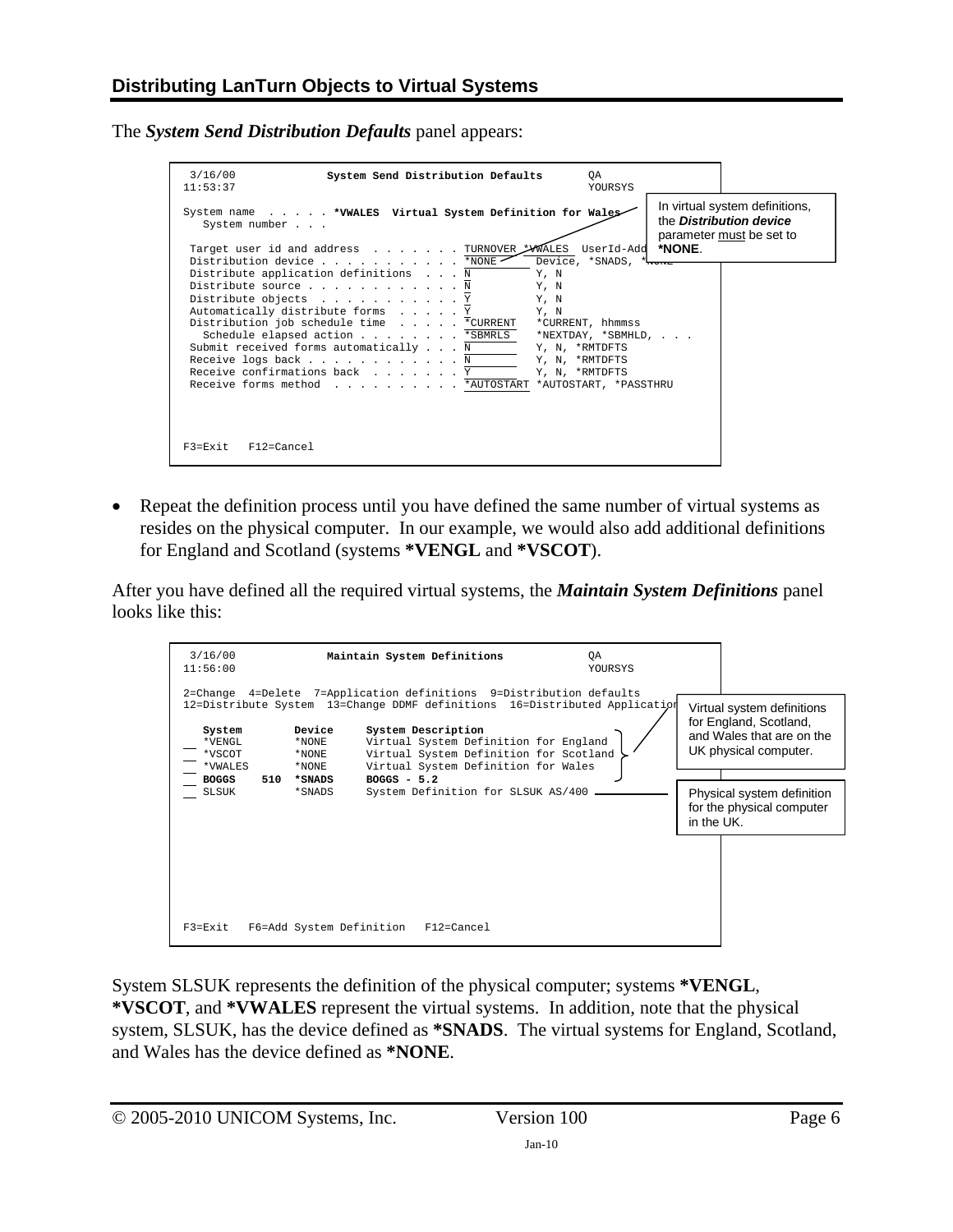## Distributing LanTurn Objects to Virtual Systems

The ***System Send Distribution Defaults*** panel appears:

```
 3/16/00              System Send Distribution Defaults         QA
11:53:37                                                        YOURSYS

System name  . . . . . *VWALES  Virtual System Definition for Wales
   System number . . .

 Target user id and address  . . . . . . . TURNOVER *VWALES  UserId-Add
 Distribution device . . . . . . . . . . . *NONE       Device, *SNADS, *NONE
 Distribute application definitions  . . . N           Y, N
 Distribute source . . . . . . . . . . . . N           Y, N
 Distribute objects  . . . . . . . . . . . Y           Y, N
 Automatically distribute forms  . . . . . Y           Y, N
 Distribution job schedule time  . . . . . *CURRENT    *CURRENT, hhmmss
   Schedule elapsed action . . . . . . . . *SBMRLS     *NEXTDAY, *SBMHLD, . . .
 Submit received forms automatically . . . N           Y, N, *RMTDFTS
 Receive logs back . . . . . . . . . . . . N           Y, N, *RMTDFTS
 Receive confirmations back  . . . . . . . Y           Y, N, *RMTDFTS
 Receive forms method  . . . . . . . . . . *AUTOSTART  *AUTOSTART, *PASSTHRU

F3=Exit   F12=Cancel
```

In virtual system definitions, the ***Distribution device*** parameter must be set to **\*NONE**.

- Repeat the definition process until you have defined the same number of virtual systems as resides on the physical computer. In our example, we would also add additional definitions for England and Scotland (systems **\*VENGL** and **\*VSCOT**).

After you have defined all the required virtual systems, the ***Maintain System Definitions*** panel looks like this:

```
 3/16/00              Maintain System Definitions               QA
11:56:00                                                        YOURSYS

2=Change  4=Delete  7=Application definitions  9=Distribution defaults
12=Distribute System  13=Change DDMF definitions  16=Distributed Application

   System        Device     System Description
__ *VENGL        *NONE      Virtual System Definition for England
__ *VSCOT        *NONE      Virtual System Definition for Scotland
__ *VWALES       *NONE      Virtual System Definition for Wales
__ BOGGS    510  *SNADS     BOGGS - 5.2
__ SLSUK         *SNADS     System Definition for SLSUK AS/400

F3=Exit   F6=Add System Definition   F12=Cancel
```

Virtual system definitions for England, Scotland, and Wales that are on the UK physical computer.

Physical system definition for the physical computer in the UK.

System SLSUK represents the definition of the physical computer; systems **\*VENGL**, **\*VSCOT**, and **\*VWALES** represent the virtual systems. In addition, note that the physical system, SLSUK, has the device defined as **\*SNADS**. The virtual systems for England, Scotland, and Wales has the device defined as **\*NONE**.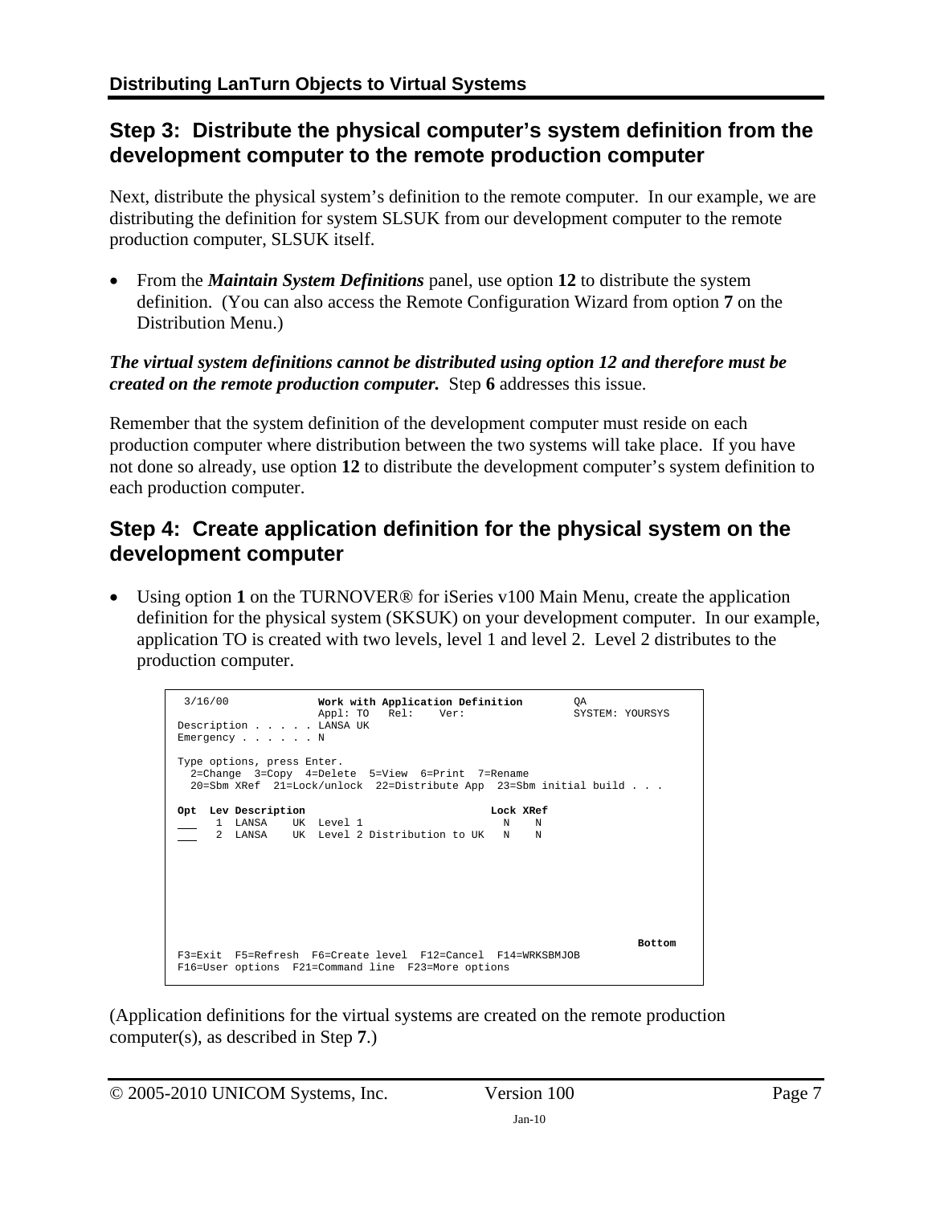## Step 3: Distribute the physical computer's system definition from the development computer to the remote production computer

Next, distribute the physical system's definition to the remote computer. In our example, we are distributing the definition for system SLSUK from our development computer to the remote production computer, SLSUK itself.

- From the ***Maintain System Definitions*** panel, use option **12** to distribute the system definition. (You can also access the Remote Configuration Wizard from option **7** on the Distribution Menu.)

***The virtual system definitions cannot be distributed using option 12 and therefore must be created on the remote production computer.*** Step **6** addresses this issue.

Remember that the system definition of the development computer must reside on each production computer where distribution between the two systems will take place. If you have not done so already, use option **12** to distribute the development computer's system definition to each production computer.

## Step 4: Create application definition for the physical system on the development computer

- Using option **1** on the TURNOVER® for iSeries v100 Main Menu, create the application definition for the physical system (SKSUK) on your development computer. In our example, application TO is created with two levels, level 1 and level 2. Level 2 distributes to the production computer.

```
 3/16/00             Work with Application Definition        QA
                     Appl: TO   Rel:    Ver:                 SYSTEM: YOURSYS
Description . . . . . LANSA UK
Emergency . . . . . . N

Type options, press Enter.
  2=Change  3=Copy  4=Delete  5=View  6=Print  7=Rename
  20=Sbm XRef  21=Lock/unlock  22=Distribute App  23=Sbm initial build . . .

Opt  Lev Description                             Lock XRef
___    1  LANSA    UK  Level 1                     N    N
___    2  LANSA    UK  Level 2 Distribution to UK   N    N










                                                                           Bottom
F3=Exit  F5=Refresh  F6=Create level  F12=Cancel  F14=WRKSBMJOB
F16=User options  F21=Command line  F23=More options
```

(Application definitions for the virtual systems are created on the remote production computer(s), as described in Step **7**.)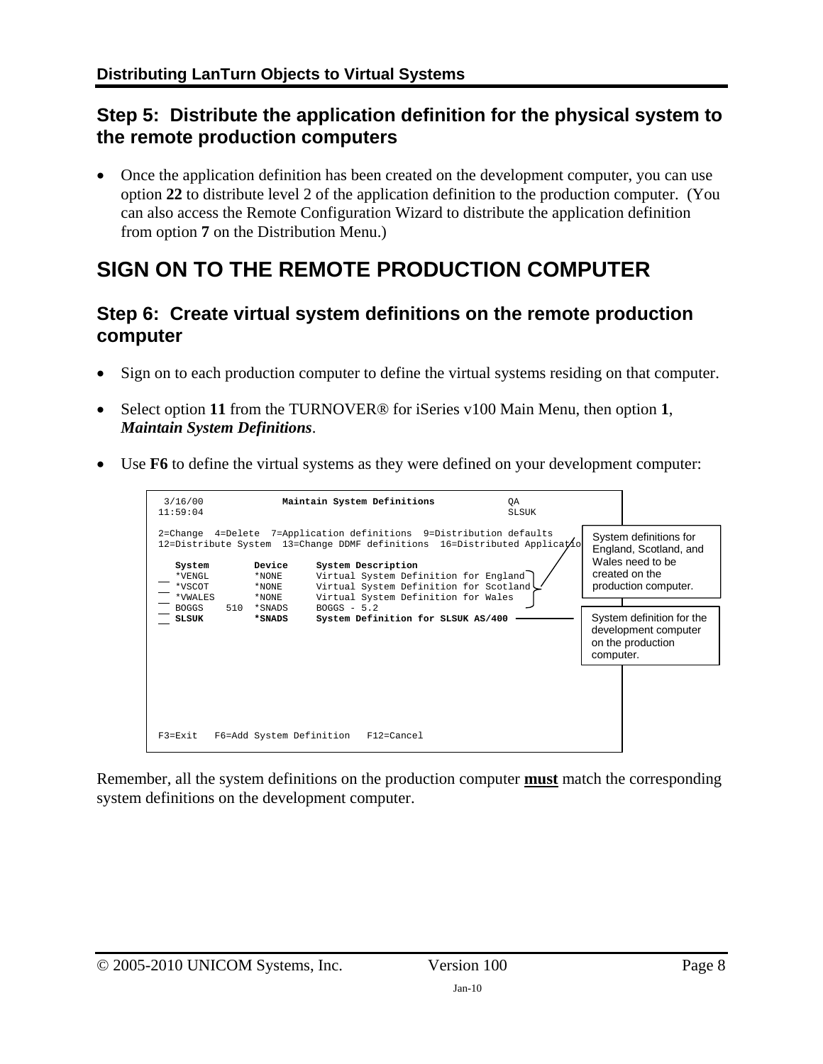## Step 5: Distribute the application definition for the physical system to the remote production computers

- Once the application definition has been created on the development computer, you can use option **22** to distribute level 2 of the application definition to the production computer. (You can also access the Remote Configuration Wizard to distribute the application definition from option **7** on the Distribution Menu.)

# SIGN ON TO THE REMOTE PRODUCTION COMPUTER

## Step 6: Create virtual system definitions on the remote production computer

- Sign on to each production computer to define the virtual systems residing on that computer.
- Select option **11** from the TURNOVER® for iSeries v100 Main Menu, then option **1**, ***Maintain System Definitions***.
- Use **F6** to define the virtual systems as they were defined on your development computer:

```
 3/16/00              Maintain System Definitions            QA
11:59:04                                                     SLSUK

2=Change  4=Delete  7=Application definitions  9=Distribution defaults
12=Distribute System  13=Change DDMF definitions  16=Distributed Applicatio

   System        Device     System Description
__ *VENGL        *NONE      Virtual System Definition for England
__ *VSCOT        *NONE      Virtual System Definition for Scotland
__ *VWALES       *NONE      Virtual System Definition for Wales
__ BOGGS    510  *SNADS     BOGGS - 5.2
__ SLSUK         *SNADS     System Definition for SLSUK AS/400

F3=Exit   F6=Add System Definition   F12=Cancel
```

System definitions for England, Scotland, and Wales need to be created on the production computer.

System definition for the development computer on the production computer.

Remember, all the system definitions on the production computer **must** match the corresponding system definitions on the development computer.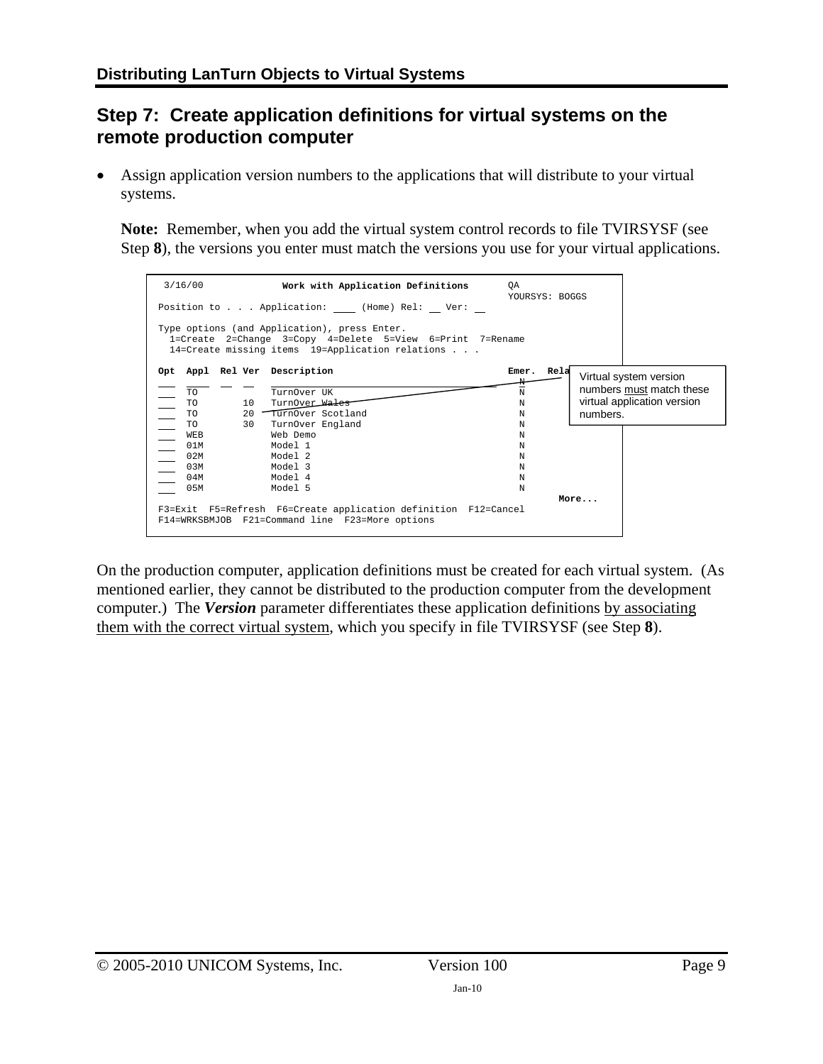## Step 7: Create application definitions for virtual systems on the remote production computer

- Assign application version numbers to the applications that will distribute to your virtual systems.

  **Note:** Remember, when you add the virtual system control records to file TVIRSYSF (see Step **8**), the versions you enter must match the versions you use for your virtual applications.

```
 3/16/00              Work with Application Definitions        QA
                                                               YOURSYS: BOGGS
Position to . . . Application: ____ (Home) Rel: __ Ver: __

Type options (and Application), press Enter.
  1=Create  2=Change  3=Copy  4=Delete  5=View  6=Print  7=Rename
  14=Create missing items  19=Application relations . . .

Opt  Appl  Rel Ver  Description                               Emer.  Rela
___  ____  __  __   ________________________________________   N
___  TO             TurnOver UK                                N
___  TO         10  TurnOver Wales                             N
___  TO         20  TurnOver Scotland                          N
___  TO         30  TurnOver England                           N
___  WEB            Web Demo                                   N
___  01M            Model 1                                    N
___  02M            Model 2                                    N
___  03M            Model 3                                    N
___  04M            Model 4                                    N
___  05M            Model 5                                    N
                                                                      More...
F3=Exit  F5=Refresh  F6=Create application definition  F12=Cancel
F14=WRKSBMJOB  F21=Command line  F23=More options
```

Virtual system version numbers must match these virtual application version numbers.

On the production computer, application definitions must be created for each virtual system. (As mentioned earlier, they cannot be distributed to the production computer from the development computer.) The ***Version*** parameter differentiates these application definitions by associating them with the correct virtual system, which you specify in file TVIRSYSF (see Step **8**).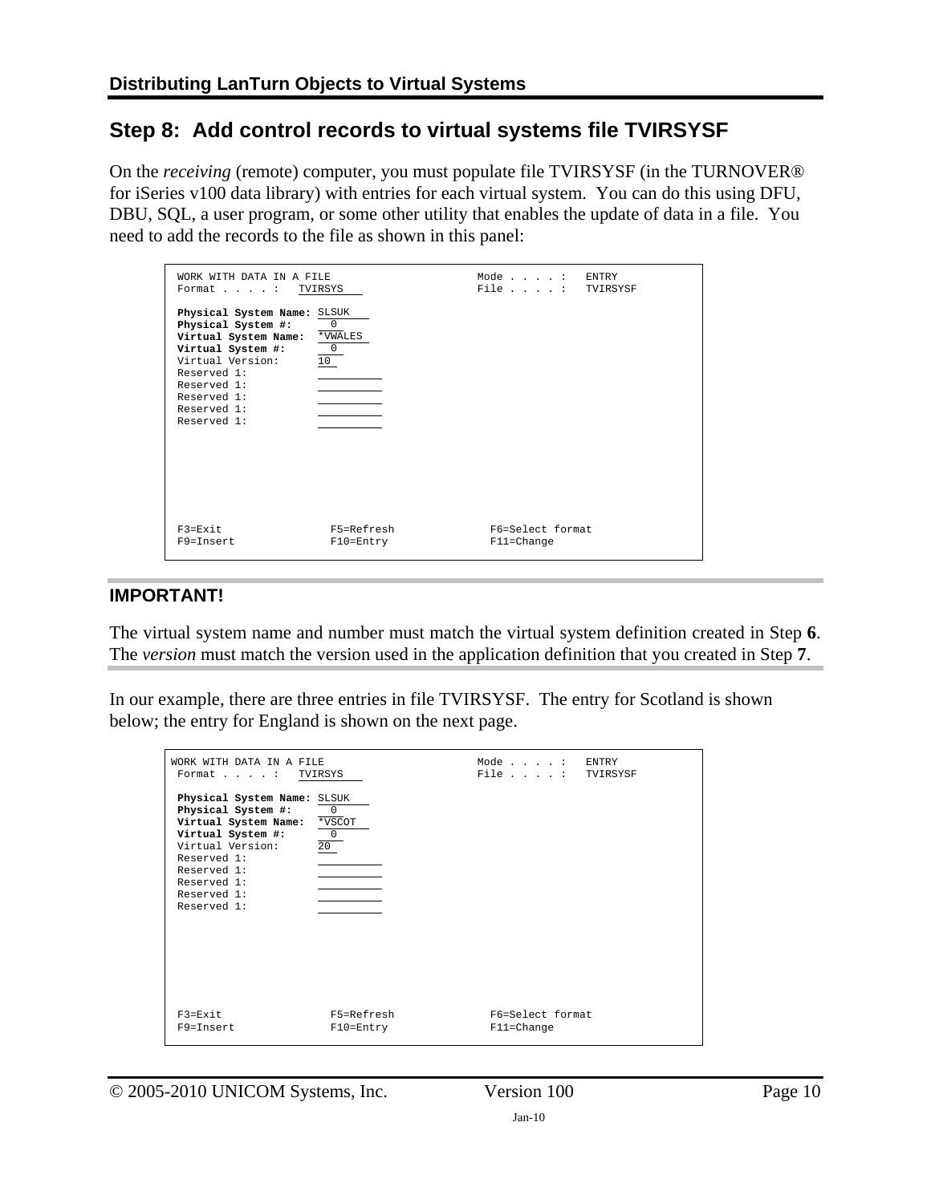## Step 8: Add control records to virtual systems file TVIRSYSF

On the *receiving* (remote) computer, you must populate file TVIRSYSF (in the TURNOVER® for iSeries v100 data library) with entries for each virtual system. You can do this using DFU, DBU, SQL, a user program, or some other utility that enables the update of data in a file. You need to add the records to the file as shown in this panel:

```
WORK WITH DATA IN A FILE                    Mode . . . . :   ENTRY
Format . . . . :   TVIRSYS                  File . . . . :   TVIRSYSF

Physical System Name: SLSUK
Physical System #:      0
Virtual System Name:  *VWALES
Virtual System #:       0
Virtual Version:      10
Reserved 1:
Reserved 1:
Reserved 1:
Reserved 1:
Reserved 1:







F3=Exit              F5=Refresh             F6=Select format
F9=Insert            F10=Entry              F11=Change
```

**IMPORTANT!**

The virtual system name and number must match the virtual system definition created in Step **6**. The *version* must match the version used in the application definition that you created in Step **7**.

In our example, there are three entries in file TVIRSYSF. The entry for Scotland is shown below; the entry for England is shown on the next page.

```
WORK WITH DATA IN A FILE                    Mode . . . . :   ENTRY
Format . . . . :   TVIRSYS                  File . . . . :   TVIRSYSF

Physical System Name: SLSUK
Physical System #:      0
Virtual System Name:  *VSCOT
Virtual System #:       0
Virtual Version:      20
Reserved 1:
Reserved 1:
Reserved 1:
Reserved 1:
Reserved 1:







F3=Exit              F5=Refresh             F6=Select format
F9=Insert            F10=Entry              F11=Change
```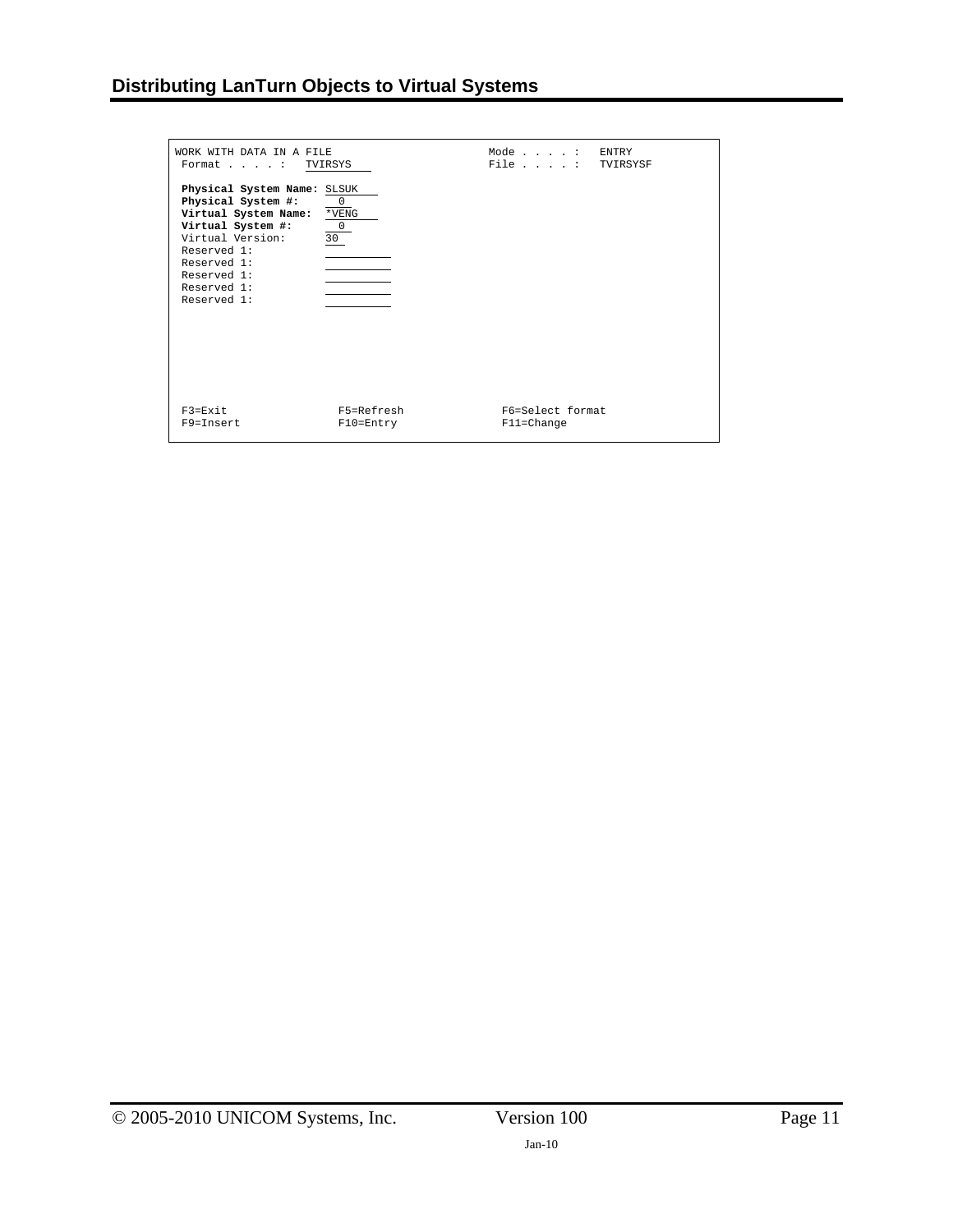```
WORK WITH DATA IN A FILE                            Mode . . . . :   ENTRY
 Format . . . . :  TVIRSYS                          File . . . . :   TVIRSYSF

 Physical System Name: SLSUK
 Physical System #:      0
 Virtual System Name:  *VENG
 Virtual System #:       0
 Virtual Version:      30
 Reserved 1:
 Reserved 1:
 Reserved 1:
 Reserved 1:
 Reserved 1:








 F3=Exit                F5=Refresh               F6=Select format
 F9=Insert              F10=Entry                F11=Change
```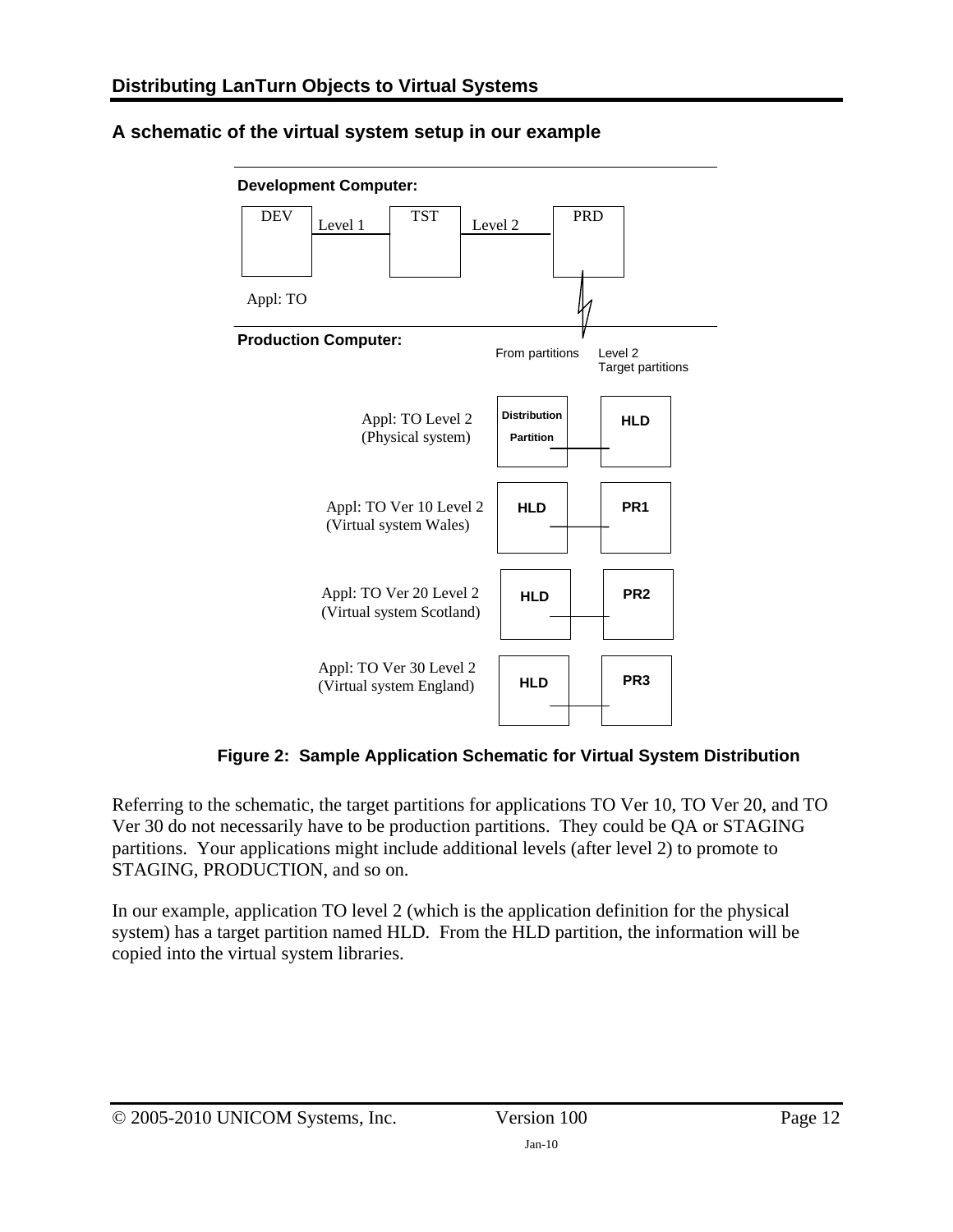## A schematic of the virtual system setup in our example

**Development Computer:**

DEV — Level 1 — TST — Level 2 — PRD

Appl: TO

**Production Computer:**

From partitions | Level 2 Target partitions

Appl: TO Level 2 (Physical system) — Distribution Partition — HLD

Appl: TO Ver 10 Level 2 (Virtual system Wales) — HLD — PR1

Appl: TO Ver 20 Level 2 (Virtual system Scotland) — HLD — PR2

Appl: TO Ver 30 Level 2 (Virtual system England) — HLD — PR3

**Figure 2: Sample Application Schematic for Virtual System Distribution**

Referring to the schematic, the target partitions for applications TO Ver 10, TO Ver 20, and TO Ver 30 do not necessarily have to be production partitions. They could be QA or STAGING partitions. Your applications might include additional levels (after level 2) to promote to STAGING, PRODUCTION, and so on.

In our example, application TO level 2 (which is the application definition for the physical system) has a target partition named HLD. From the HLD partition, the information will be copied into the virtual system libraries.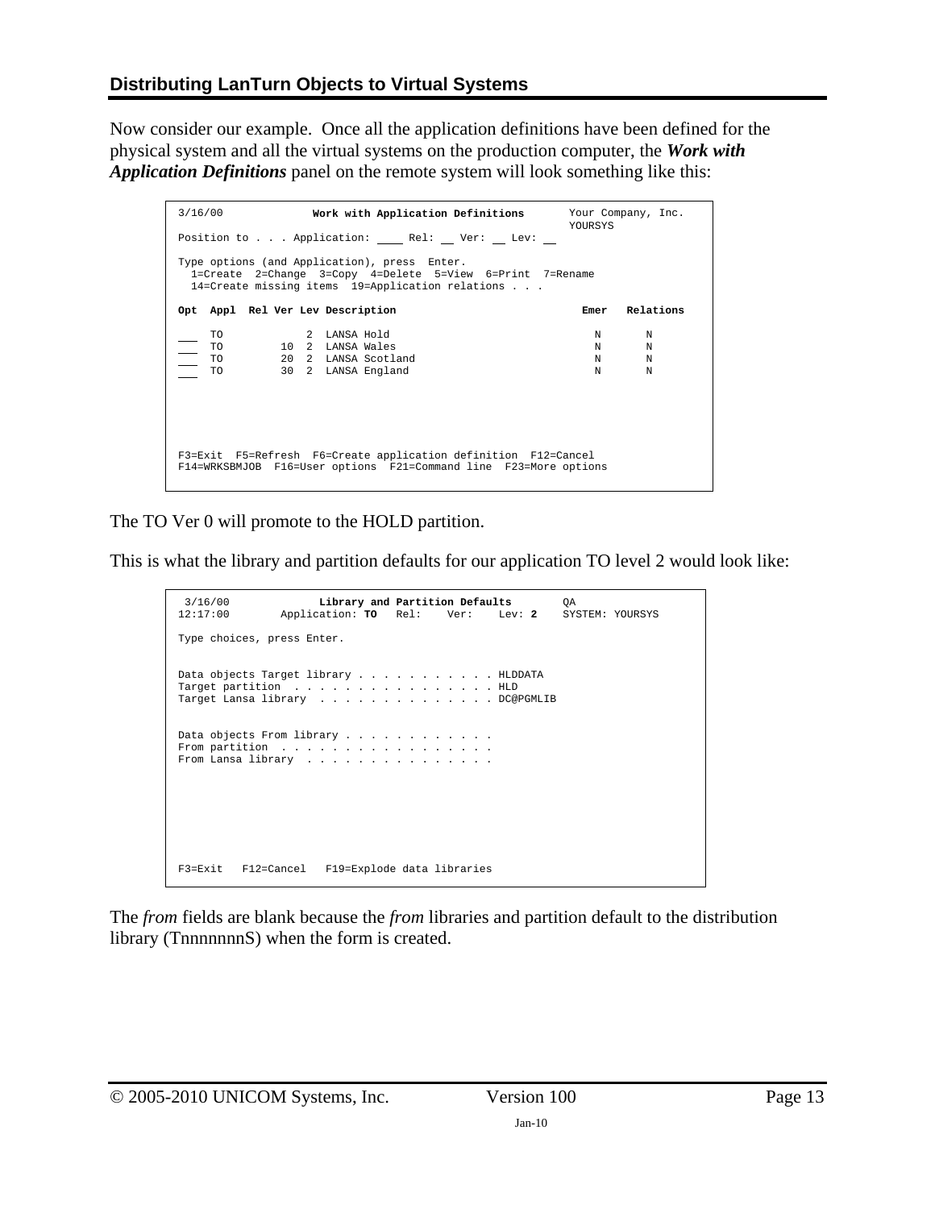## Distributing LanTurn Objects to Virtual Systems

Now consider our example. Once all the application definitions have been defined for the physical system and all the virtual systems on the production computer, the ***Work with Application Definitions*** panel on the remote system will look something like this:

```
3/16/00              Work with Application Definitions       Your Company, Inc.
                                                             YOURSYS
Position to . . . Application: ____ Rel: __ Ver: __ Lev: __

Type options (and Application), press  Enter.
  1=Create  2=Change  3=Copy  4=Delete  5=View  6=Print  7=Rename
  14=Create missing items  19=Application relations . . .

Opt  Appl  Rel Ver Lev Description                              Emer   Relations

___   TO            2  LANSA Hold                                 N       N
___   TO        10  2  LANSA Wales                                N       N
___   TO        20  2  LANSA Scotland                             N       N
___   TO        30  2  LANSA England                              N       N




F3=Exit  F5=Refresh  F6=Create application definition  F12=Cancel
F14=WRKSBMJOB  F16=User options  F21=Command line  F23=More options
```

The TO Ver 0 will promote to the HOLD partition.

This is what the library and partition defaults for our application TO level 2 would look like:

```
 3/16/00              Library and Partition Defaults        QA
12:17:00        Application: TO   Rel:    Ver:    Lev: 2    SYSTEM: YOURSYS

Type choices, press Enter.


Data objects Target library . . . . . . . . . . . HLDDATA
Target partition  . . . . . . . . . . . . . . . . HLD
Target Lansa library  . . . . . . . . . . . . . . DC@PGMLIB


Data objects From library . . . . . . . . . . . .
From partition  . . . . . . . . . . . . . . . . .
From Lansa library  . . . . . . . . . . . . . . .






F3=Exit   F12=Cancel   F19=Explode data libraries
```

The *from* fields are blank because the *from* libraries and partition default to the distribution library (TnnnnnnnS) when the form is created.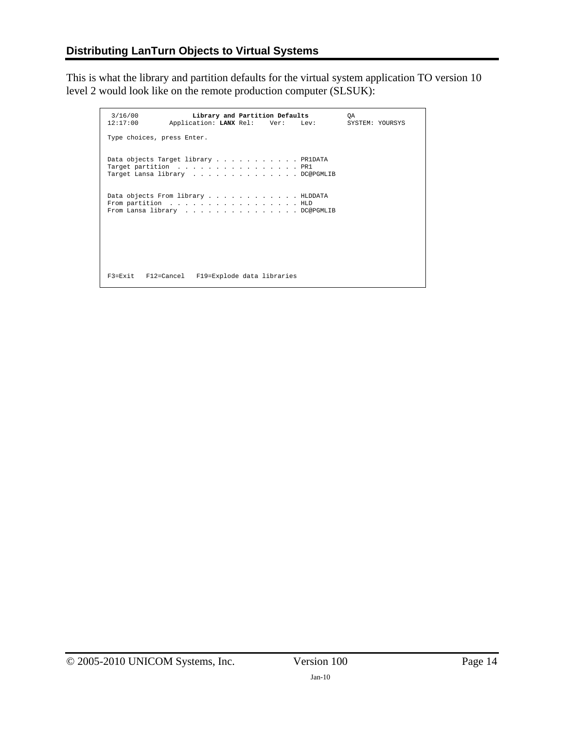## Distributing LanTurn Objects to Virtual Systems

This is what the library and partition defaults for the virtual system application TO version 10 level 2 would look like on the remote production computer (SLSUK):

```
 3/16/00            Library and Partition Defaults          QA
12:17:00        Application: LANX Rel:    Ver:    Lev:        SYSTEM: YOURSYS

Type choices, press Enter.


Data objects Target library . . . . . . . . . . . PR1DATA
Target partition  . . . . . . . . . . . . . . . . PR1
Target Lansa library  . . . . . . . . . . . . . . DC@PGMLIB


Data objects From library . . . . . . . . . . . . HLDDATA
From partition  . . . . . . . . . . . . . . . . . HLD
From Lansa library  . . . . . . . . . . . . . . . DC@PGMLIB







F3=Exit   F12=Cancel   F19=Explode data libraries
```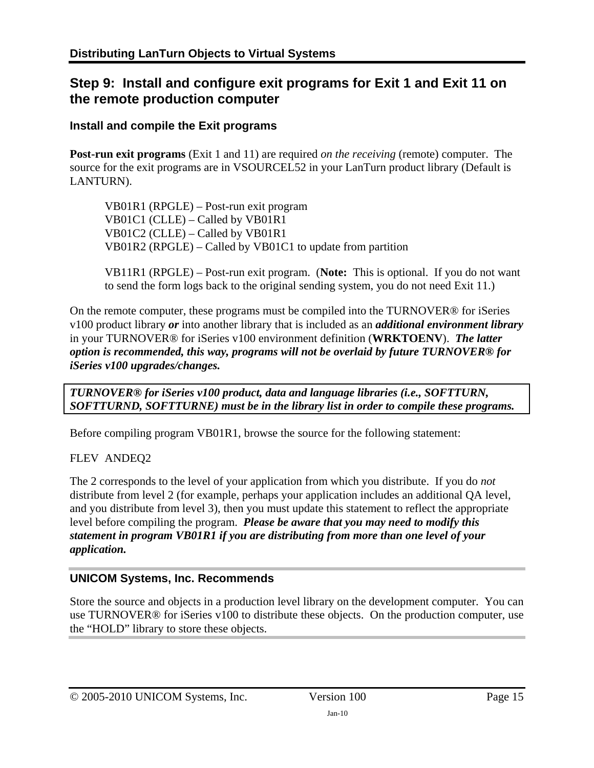## Step 9: Install and configure exit programs for Exit 1 and Exit 11 on the remote production computer

### Install and compile the Exit programs

**Post-run exit programs** (Exit 1 and 11) are required *on the receiving* (remote) computer. The source for the exit programs are in VSOURCEL52 in your LanTurn product library (Default is LANTURN).

> VB01R1 (RPGLE) – Post-run exit program
> VB01C1 (CLLE) – Called by VB01R1
> VB01C2 (CLLE) – Called by VB01R1
> VB01R2 (RPGLE) – Called by VB01C1 to update from partition
>
> VB11R1 (RPGLE) – Post-run exit program. (**Note:** This is optional. If you do not want to send the form logs back to the original sending system, you do not need Exit 11.)

On the remote computer, these programs must be compiled into the TURNOVER® for iSeries v100 product library ***or*** into another library that is included as an ***additional environment library*** in your TURNOVER® for iSeries v100 environment definition (**WRKTOENV**). ***The latter option is recommended, this way, programs will not be overlaid by future TURNOVER® for iSeries v100 upgrades/changes.***

***TURNOVER® for iSeries v100 product, data and language libraries (i.e., SOFTTURN, SOFTTURND, SOFTTURNE) must be in the library list in order to compile these programs.***

Before compiling program VB01R1, browse the source for the following statement:

FLEV ANDEQ2

The 2 corresponds to the level of your application from which you distribute. If you do *not* distribute from level 2 (for example, perhaps your application includes an additional QA level, and you distribute from level 3), then you must update this statement to reflect the appropriate level before compiling the program. ***Please be aware that you may need to modify this statement in program VB01R1 if you are distributing from more than one level of your application.***

### UNICOM Systems, Inc. Recommends

Store the source and objects in a production level library on the development computer. You can use TURNOVER® for iSeries v100 to distribute these objects. On the production computer, use the "HOLD" library to store these objects.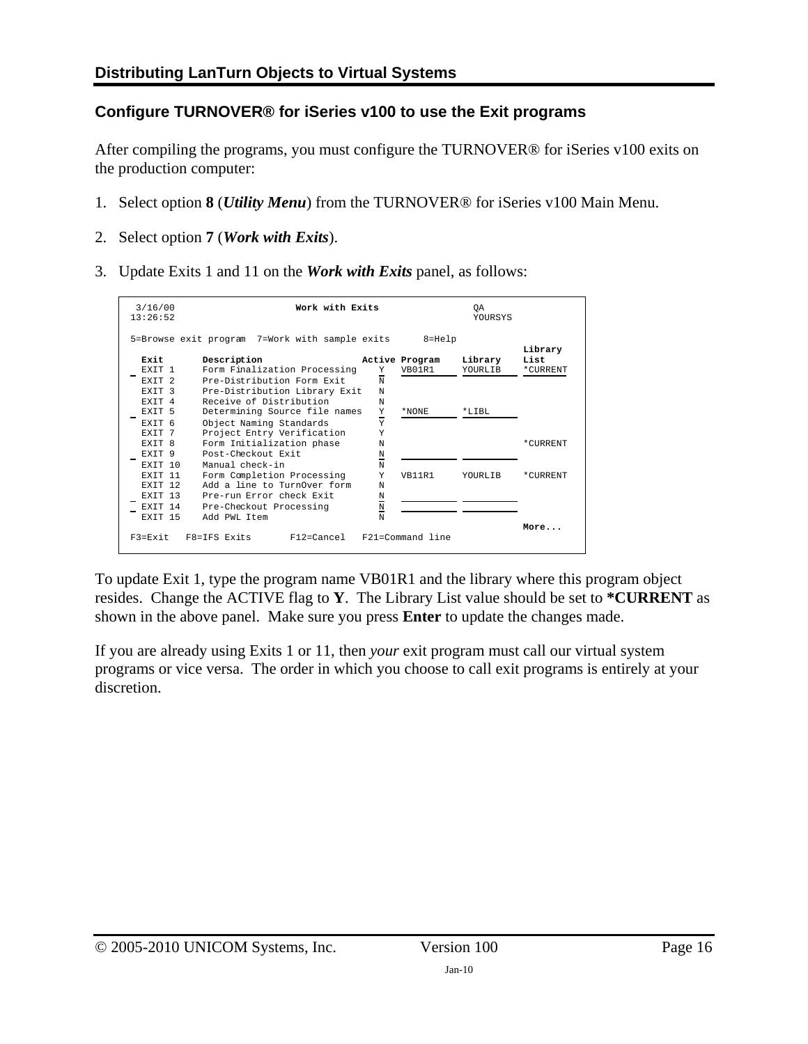## Configure TURNOVER® for iSeries v100 to use the Exit programs

After compiling the programs, you must configure the TURNOVER® for iSeries v100 exits on the production computer:

1. Select option **8** (***Utility Menu***) from the TURNOVER® for iSeries v100 Main Menu.

2. Select option **7** (***Work with Exits***).

3. Update Exits 1 and 11 on the ***Work with Exits*** panel, as follows:

```
 3/16/00                    Work with Exits                  QA
13:26:52                                                     YOURSYS

5=Browse exit program  7=Work with sample exits      8=Help
                                                                      Library
  Exit      Description                 Active Program    Library     List
_ EXIT 1    Form Finalization Processing    Y   VB01R1      YOURLIB     *CURRENT
  EXIT 2    Pre-Distribution Form Exit      N
  EXIT 3    Pre-Distribution Library Exit   N
  EXIT 4    Receive of Distribution         N
_ EXIT 5    Determining Source file names   Y   *NONE       *LIBL
  EXIT 6    Object Naming Standards         Y
  EXIT 7    Project Entry Verification      Y
  EXIT 8    Form Initialization phase       N                           *CURRENT
_ EXIT 9    Post-Checkout Exit              N
  EXIT 10   Manual check-in                 N
  EXIT 11   Form Completion Processing      Y   VB11R1      YOURLIB     *CURRENT
  EXIT 12   Add a line to TurnOver form     N
_ EXIT 13   Pre-run Error check Exit        N
_ EXIT 14   Pre-Checkout Processing         N
  EXIT 15   Add PWL Item                    N
                                                                      More...
F3=Exit   F8=IFS Exits      F12=Cancel   F21=Command line
```

To update Exit 1, type the program name VB01R1 and the library where this program object resides. Change the ACTIVE flag to **Y**. The Library List value should be set to ***CURRENT** as shown in the above panel. Make sure you press **Enter** to update the changes made.

If you are already using Exits 1 or 11, then *your* exit program must call our virtual system programs or vice versa. The order in which you choose to call exit programs is entirely at your discretion.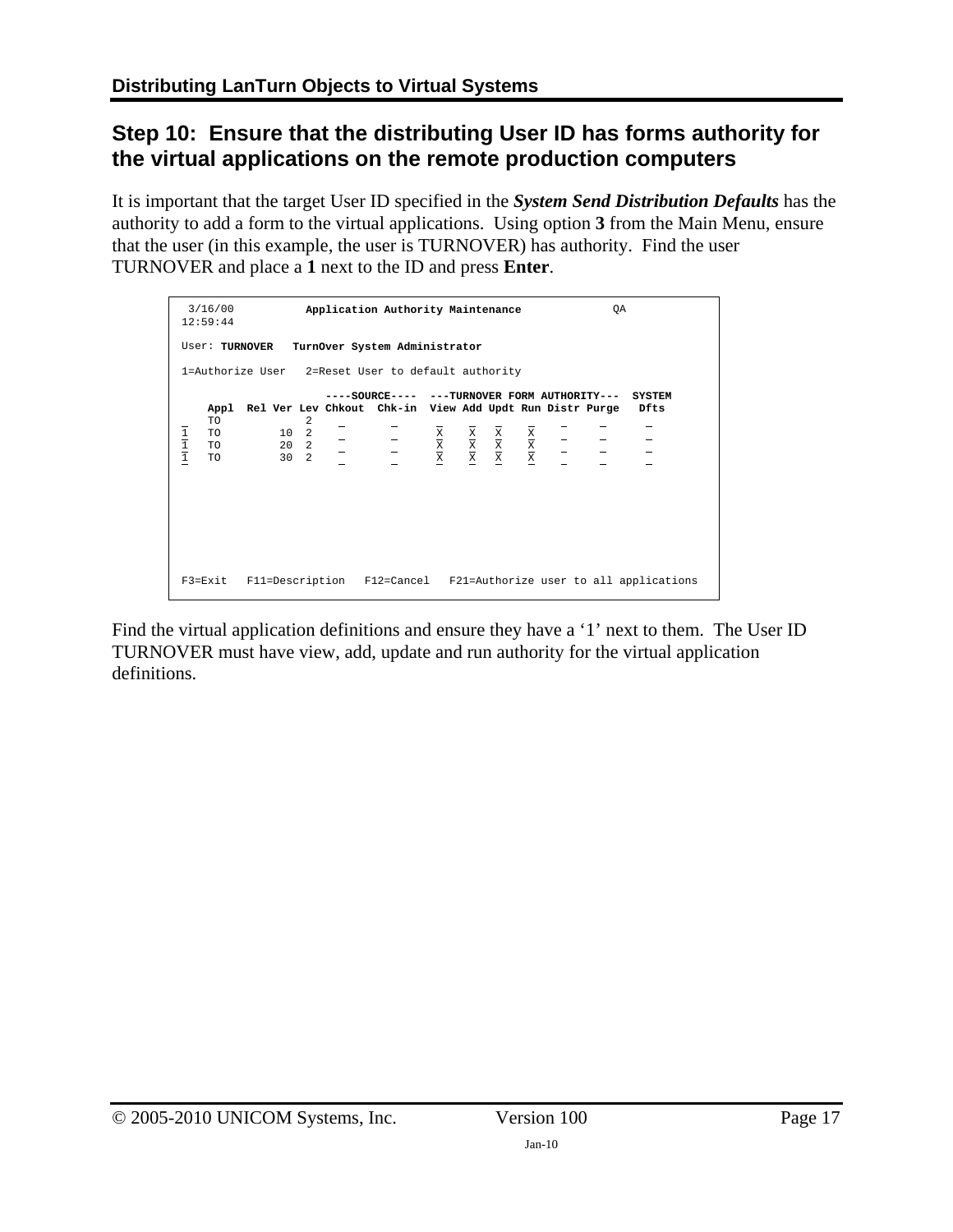## Step 10: Ensure that the distributing User ID has forms authority for the virtual applications on the remote production computers

It is important that the target User ID specified in the ***System Send Distribution Defaults*** has the authority to add a form to the virtual applications. Using option **3** from the Main Menu, ensure that the user (in this example, the user is TURNOVER) has authority. Find the user TURNOVER and place a **1** next to the ID and press **Enter**.

```
 3/16/00           Application Authority Maintenance             QA
12:59:44

User: TURNOVER   TurnOver System Administrator

1=Authorize User   2=Reset User to default authority

                      ----SOURCE----  ---TURNOVER FORM AUTHORITY---  SYSTEM
    Appl  Rel Ver Lev Chkout  Chk-in  View Add Updt Run Distr Purge   Dfts
_   TO            2     _       _      _    _   _    _    _     _      _
1   TO        10  2     _       _      X    X   X    X    _     _      _
1   TO        20  2     _       _      X    X   X    X    _     _      _
1   TO        30  2     _       _      X    X   X    X    _     _      _

F3=Exit   F11=Description   F12=Cancel   F21=Authorize user to all applications
```

Find the virtual application definitions and ensure they have a '1' next to them. The User ID TURNOVER must have view, add, update and run authority for the virtual application definitions.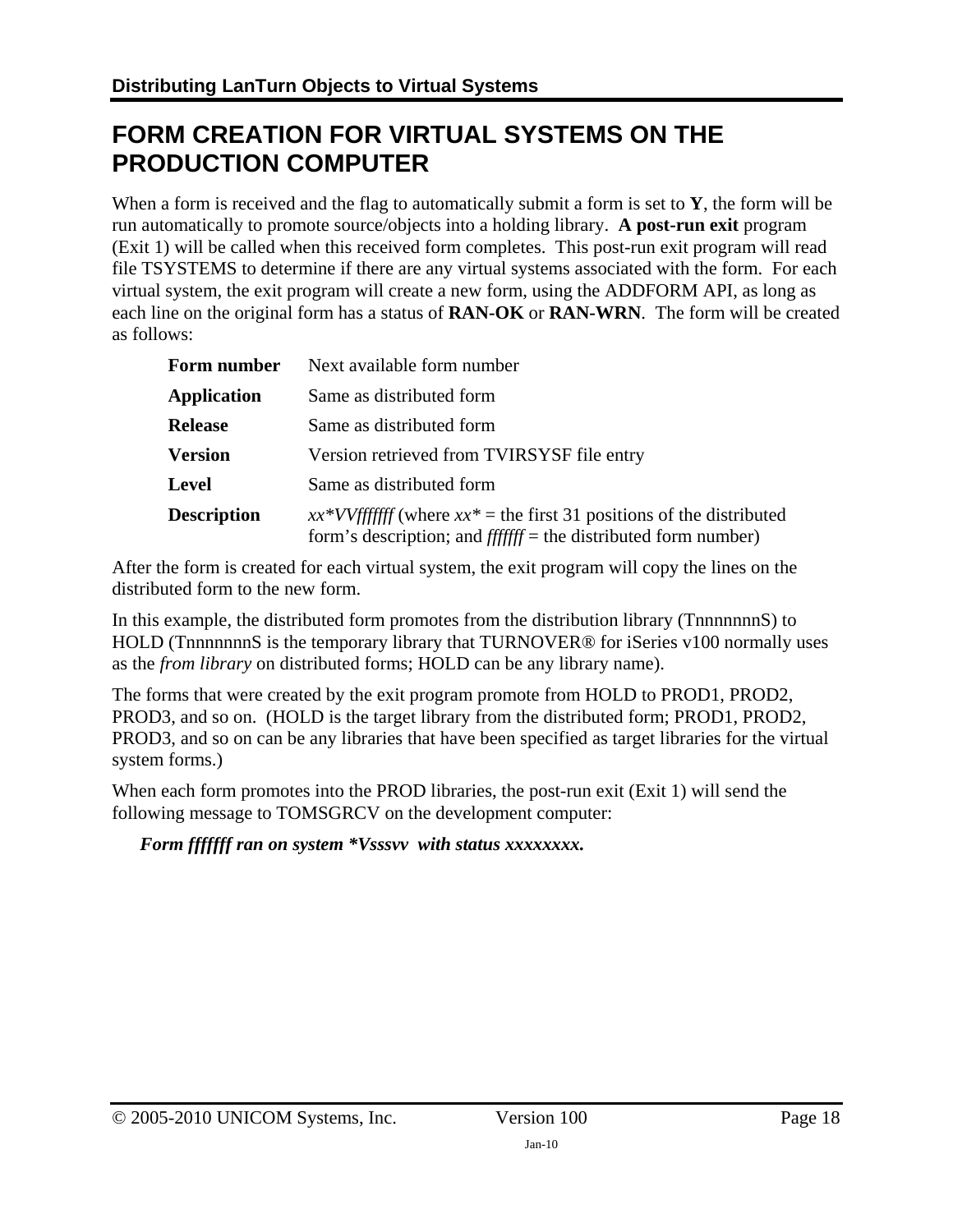# FORM CREATION FOR VIRTUAL SYSTEMS ON THE PRODUCTION COMPUTER

When a form is received and the flag to automatically submit a form is set to **Y**, the form will be run automatically to promote source/objects into a holding library. **A post-run exit** program (Exit 1) will be called when this received form completes. This post-run exit program will read file TSYSTEMS to determine if there are any virtual systems associated with the form. For each virtual system, the exit program will create a new form, using the ADDFORM API, as long as each line on the original form has a status of **RAN-OK** or **RAN-WRN**. The form will be created as follows:

| | |
|---|---|
| **Form number** | Next available form number |
| **Application** | Same as distributed form |
| **Release** | Same as distributed form |
| **Version** | Version retrieved from TVIRSYSF file entry |
| **Level** | Same as distributed form |
| **Description** | *xx\*VVfffffff* (where *xx\** = the first 31 positions of the distributed form's description; and *fffffff* = the distributed form number) |

After the form is created for each virtual system, the exit program will copy the lines on the distributed form to the new form.

In this example, the distributed form promotes from the distribution library (TnnnnnnnS) to HOLD (TnnnnnnnS is the temporary library that TURNOVER® for iSeries v100 normally uses as the *from library* on distributed forms; HOLD can be any library name).

The forms that were created by the exit program promote from HOLD to PROD1, PROD2, PROD3, and so on. (HOLD is the target library from the distributed form; PROD1, PROD2, PROD3, and so on can be any libraries that have been specified as target libraries for the virtual system forms.)

When each form promotes into the PROD libraries, the post-run exit (Exit 1) will send the following message to TOMSGRCV on the development computer:

***Form fffffff ran on system *Vsssvv with status xxxxxxxx.***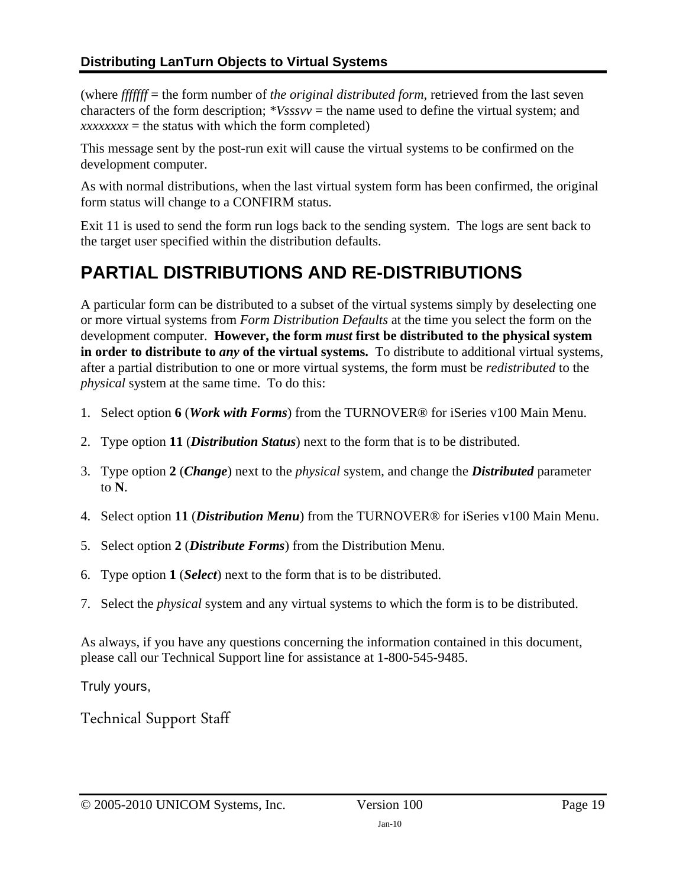(where *fffffff* = the form number of *the original distributed form*, retrieved from the last seven characters of the form description; *\*Vsssvv* = the name used to define the virtual system; and *xxxxxxxx* = the status with which the form completed)

This message sent by the post-run exit will cause the virtual systems to be confirmed on the development computer.

As with normal distributions, when the last virtual system form has been confirmed, the original form status will change to a CONFIRM status.

Exit 11 is used to send the form run logs back to the sending system. The logs are sent back to the target user specified within the distribution defaults.

## PARTIAL DISTRIBUTIONS AND RE-DISTRIBUTIONS

A particular form can be distributed to a subset of the virtual systems simply by deselecting one or more virtual systems from *Form Distribution Defaults* at the time you select the form on the development computer. **However, the form *must* first be distributed to the physical system in order to distribute to *any* of the virtual systems.** To distribute to additional virtual systems, after a partial distribution to one or more virtual systems, the form must be *redistributed* to the *physical* system at the same time. To do this:

1. Select option **6** (***Work with Forms***) from the TURNOVER® for iSeries v100 Main Menu.
2. Type option **11** (***Distribution Status***) next to the form that is to be distributed.
3. Type option **2** (***Change***) next to the *physical* system, and change the ***Distributed*** parameter to **N**.
4. Select option **11** (***Distribution Menu***) from the TURNOVER® for iSeries v100 Main Menu.
5. Select option **2** (***Distribute Forms***) from the Distribution Menu.
6. Type option **1** (***Select***) next to the form that is to be distributed.
7. Select the *physical* system and any virtual systems to which the form is to be distributed.

As always, if you have any questions concerning the information contained in this document, please call our Technical Support line for assistance at 1-800-545-9485.

Truly yours,

Technical Support Staff